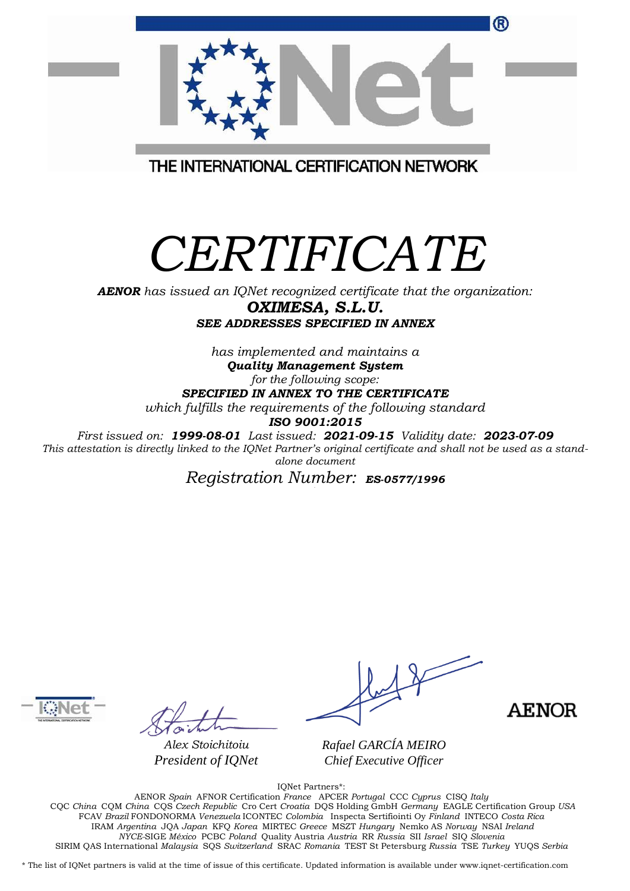THE INTERNATIONAL CERTIFICATION NETWORK

# CERTIFICATE

***AENOR*** *has issued an IQNet recognized certificate that the organization:*

***OXIMESA, S.L.U.***

***SEE ADDRESSES SPECIFIED IN ANNEX***

*has implemented and maintains a*

***Quality Management System***

*for the following scope:*

***SPECIFIED IN ANNEX TO THE CERTIFICATE***

*which fulfills the requirements of the following standard*

***ISO 9001:2015***

*First issued on:* ***1999-08-01*** *Last issued:* ***2021-09-15*** *Validity date:* ***2023-07-09***

*This attestation is directly linked to the IQNet Partner's original certificate and shall not be used as a stand-alone document*

*Registration Number:* ***ES-0577/1996***

*Alex Stoichitoiu*
*President of IQNet*

*Rafael GARCÍA MEIRO*
*Chief Executive Officer*

AENOR

IQNet Partners*:

AENOR *Spain* AFNOR Certification *France* APCER *Portugal* CCC *Cyprus* CISQ *Italy*
CQC *China* CQM *China* CQS *Czech Republic* Cro Cert *Croatia* DQS Holding GmbH *Germany* EAGLE Certification Group *USA*
FCAV *Brazil* FONDONORMA *Venezuela* ICONTEC *Colombia* Inspecta Sertifiointi Oy *Finland* INTECO *Costa Rica*
IRAM *Argentina* JQA *Japan* KFQ *Korea* MIRTEC *Greece* MSZT *Hungary* Nemko AS *Norway* NSAI *Ireland*
*NYCE*-SIGE *México* PCBC *Poland* Quality Austria *Austria* RR *Russia* SII *Israel* SIQ *Slovenia*
SIRIM QAS International *Malaysia* SQS *Switzerland* SRAC *Romania* TEST St Petersburg *Russia* TSE *Turkey* YUQS *Serbia*

* The list of IQNet partners is valid at the time of issue of this certificate. Updated information is available under www.iqnet-certification.com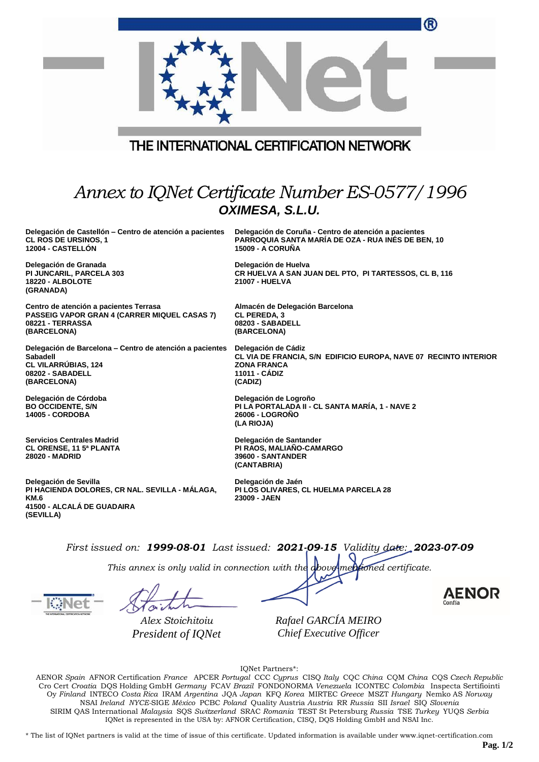THE INTERNATIONAL CERTIFICATION NETWORK

# *Annex to IQNet Certificate Number ES-0577/1996*

## ***OXIMESA, S.L.U.***

**Delegación de Castellón – Centro de atención a pacientes**
**CL ROS DE URSINOS, 1**
**12004 - CASTELLÓN**

**Delegación de Granada**
**PI JUNCARIL, PARCELA 303**
**18220 - ALBOLOTE**
**(GRANADA)**

**Centro de atención a pacientes Terrasa**
**PASSEIG VAPOR GRAN 4 (CARRER MIQUEL CASAS 7)**
**08221 - TERRASSA**
**(BARCELONA)**

**Delegación de Barcelona – Centro de atención a pacientes Sabadell**
**CL VILARRÚBIAS, 124**
**08202 - SABADELL**
**(BARCELONA)**

**Delegación de Córdoba**
**BO OCCIDENTE, S/N**
**14005 - CORDOBA**

**Servicios Centrales Madrid**
**CL ORENSE, 11 5ª PLANTA**
**28020 - MADRID**

**Delegación de Sevilla**
**PI HACIENDA DOLORES, CR NAL. SEVILLA - MÁLAGA, KM.6**
**41500 - ALCALÁ DE GUADAIRA**
**(SEVILLA)**

**Delegación de Coruña - Centro de atención a pacientes**
**PARROQUIA SANTA MARÍA DE OZA - RUA INÉS DE BEN, 10**
**15009 - A CORUÑA**

**Delegación de Huelva**
**CR HUELVA A SAN JUAN DEL PTO, PI TARTESSOS, CL B, 116**
**21007 - HUELVA**

**Almacén de Delegación Barcelona**
**CL PEREDA, 3**
**08203 - SABADELL**
**(BARCELONA)**

**Delegación de Cádiz**
**CL VIA DE FRANCIA, S/N EDIFICIO EUROPA, NAVE 07 RECINTO INTERIOR ZONA FRANCA**
**11011 - CÁDIZ**
**(CADIZ)**

**Delegación de Logroño**
**PI LA PORTALADA II - CL SANTA MARÍA, 1 - NAVE 2**
**26006 - LOGROÑO**
**(LA RIOJA)**

**Delegación de Santander**
**PI RAOS, MALIAÑO-CAMARGO**
**39600 - SANTANDER**
**(CANTABRIA)**

**Delegación de Jaén**
**PI LOS OLIVARES, CL HUELMA PARCELA 28**
**23009 - JAEN**

*First issued on:* ***1999-08-01*** *Last issued:* ***2021-09-15*** *Validity date:* ***2023-07-09***

*This annex is only valid in connection with the above-mentioned certificate.*

*Alex Stoichitoiu*
*President of IQNet*

*Rafael GARCÍA MEIRO*
*Chief Executive Officer*

AENOR Confía

IQNet Partners*:

AENOR *Spain* AFNOR Certification *France* APCER *Portugal* CCC *Cyprus* CISQ *Italy* CQC *China* CQM *China* CQS *Czech Republic* Cro Cert *Croatia* DQS Holding GmbH *Germany* FCAV *Brazil* FONDONORMA *Venezuela* ICONTEC *Colombia* Inspecta Sertifiointi Oy *Finland* INTECO *Costa Rica* IRAM *Argentina* JQA *Japan* KFQ *Korea* MIRTEC *Greece* MSZT *Hungary* Nemko AS *Norway* NSAI *Ireland* *NYCE*-SIGE *México* PCBC *Poland* Quality Austria *Austria* RR *Russia* SII *Israel* SIQ *Slovenia* SIRIM QAS International *Malaysia* SQS *Switzerland* SRAC *Romania* TEST St Petersburg *Russia* TSE *Turkey* YUQS *Serbia*
IQNet is represented in the USA by: AFNOR Certification, CISQ, DQS Holding GmbH and NSAI Inc.

* The list of IQNet partners is valid at the time of issue of this certificate. Updated information is available under www.iqnet-certification.com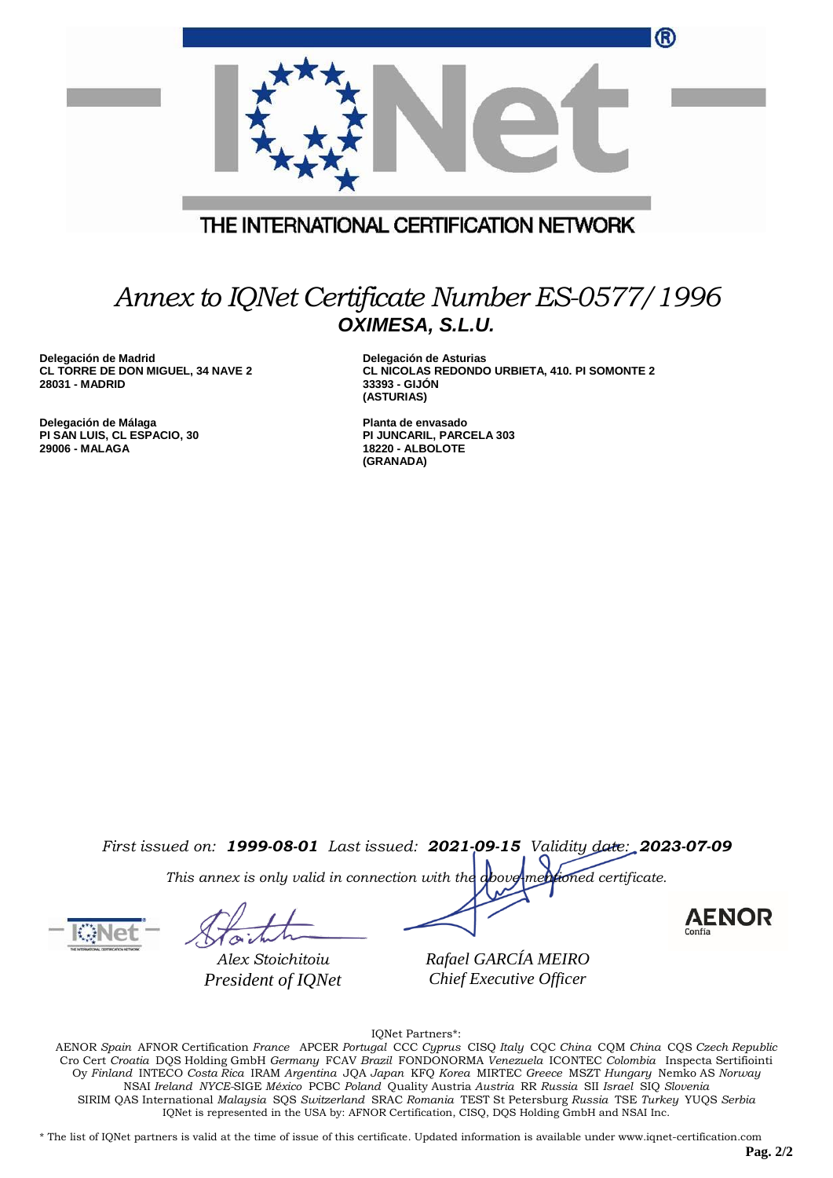THE INTERNATIONAL CERTIFICATION NETWORK

# *Annex to IQNet Certificate Number ES-0577/1996*

## ***OXIMESA, S.L.U.***

**Delegación de Madrid**
**CL TORRE DE DON MIGUEL, 34 NAVE 2**
**28031 - MADRID**

**Delegación de Málaga**
**PI SAN LUIS, CL ESPACIO, 30**
**29006 - MALAGA**

**Delegación de Asturias**
**CL NICOLAS REDONDO URBIETA, 410. PI SOMONTE 2**
**33393 - GIJÓN**
**(ASTURIAS)**

**Planta de envasado**
**PI JUNCARIL, PARCELA 303**
**18220 - ALBOLOTE**
**(GRANADA)**

*First issued on:* ***1999-08-01*** *Last issued:* ***2021-09-15*** *Validity date:* ***2023-07-09***

*This annex is only valid in connection with the above-mentioned certificate.*

*Alex Stoichitoiu*
*President of IQNet*

*Rafael GARCÍA MEIRO*
*Chief Executive Officer*

AENOR Confía

IQNet Partners*:

AENOR *Spain* AFNOR Certification *France* APCER *Portugal* CCC *Cyprus* CISQ *Italy* CQC *China* CQM *China* CQS *Czech Republic* Cro Cert *Croatia* DQS Holding GmbH *Germany* FCAV *Brazil* FONDONORMA *Venezuela* ICONTEC *Colombia* Inspecta Sertifiointi Oy *Finland* INTECO *Costa Rica* IRAM *Argentina* JQA *Japan* KFQ *Korea* MIRTEC *Greece* MSZT *Hungary* Nemko AS *Norway* NSAI *Ireland* *NYCE*-SIGE *México* PCBC *Poland* Quality Austria *Austria* RR *Russia* SII *Israel* SIQ *Slovenia* SIRIM QAS International *Malaysia* SQS *Switzerland* SRAC *Romania* TEST St Petersburg *Russia* TSE *Turkey* YUQS *Serbia*
IQNet is represented in the USA by: AFNOR Certification, CISQ, DQS Holding GmbH and NSAI Inc.

* The list of IQNet partners is valid at the time of issue of this certificate. Updated information is available under www.iqnet-certification.com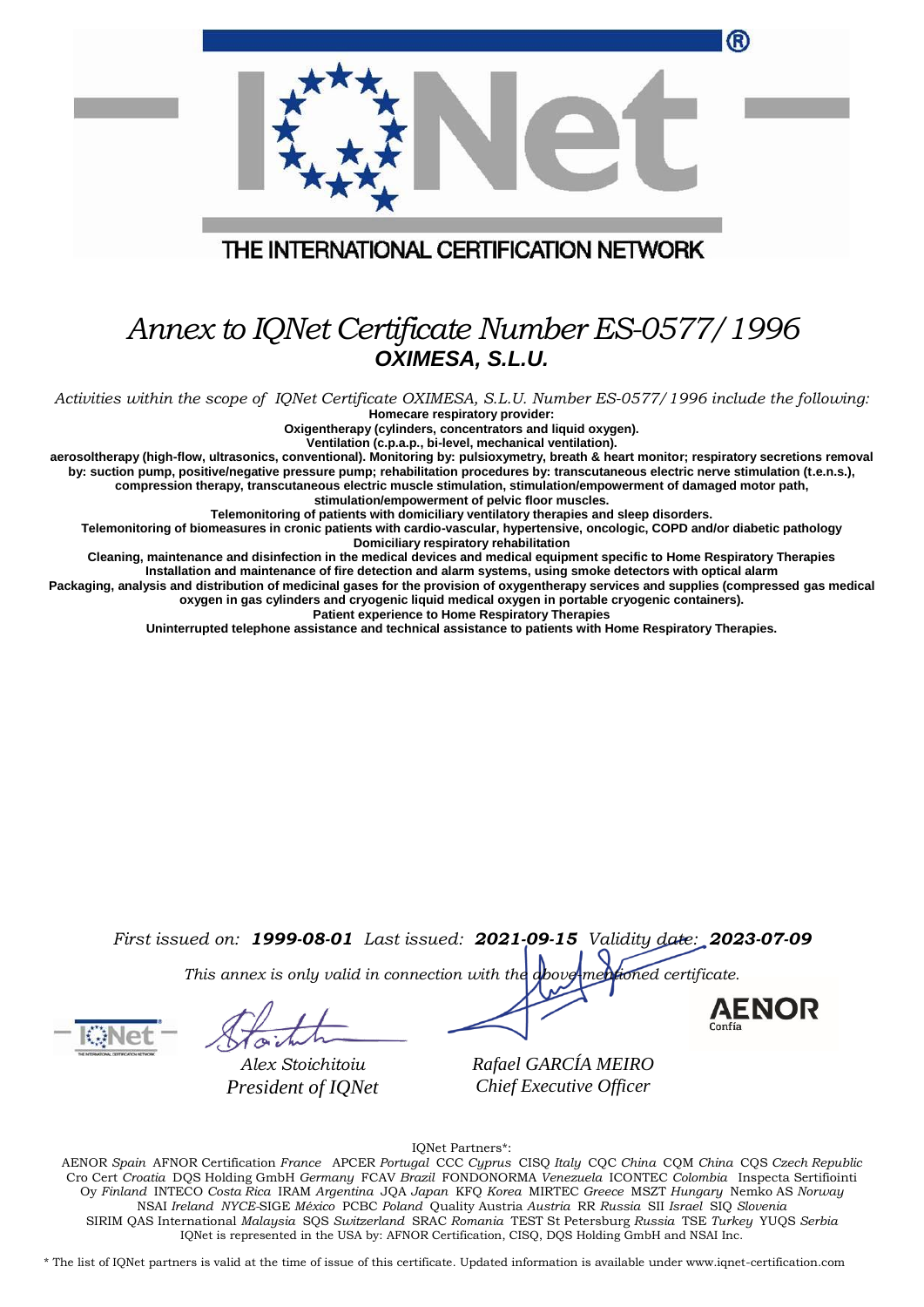THE INTERNATIONAL CERTIFICATION NETWORK

# *Annex to IQNet Certificate Number ES-0577/1996*

## ***OXIMESA, S.L.U.***

*Activities within the scope of IQNet Certificate OXIMESA, S.L.U. Number ES-0577/1996 include the following:*

**Homecare respiratory provider:**
**Oxigentherapy (cylinders, concentrators and liquid oxygen).**
**Ventilation (c.p.a.p., bi-level, mechanical ventilation).**
**aerosoltherapy (high-flow, ultrasonics, conventional). Monitoring by: pulsioxymetry, breath & heart monitor; respiratory secretions removal by: suction pump, positive/negative pressure pump; rehabilitation procedures by: transcutaneous electric nerve stimulation (t.e.n.s.), compression therapy, transcutaneous electric muscle stimulation, stimulation/empowerment of damaged motor path, stimulation/empowerment of pelvic floor muscles.**
**Telemonitoring of patients with domiciliary ventilatory therapies and sleep disorders.**
**Telemonitoring of biomeasures in cronic patients with cardio-vascular, hypertensive, oncologic, COPD and/or diabetic pathology**
**Domiciliary respiratory rehabilitation**
**Cleaning, maintenance and disinfection in the medical devices and medical equipment specific to Home Respiratory Therapies**
**Installation and maintenance of fire detection and alarm systems, using smoke detectors with optical alarm**
**Packaging, analysis and distribution of medicinal gases for the provision of oxygentherapy services and supplies (compressed gas medical oxygen in gas cylinders and cryogenic liquid medical oxygen in portable cryogenic containers).**
**Patient experience to Home Respiratory Therapies**
**Uninterrupted telephone assistance and technical assistance to patients with Home Respiratory Therapies.**

*First issued on:* ***1999-08-01*** *Last issued:* ***2021-09-15*** *Validity date:* ***2023-07-09***

*This annex is only valid in connection with the above-mentioned certificate.*

AENOR
Confía

*Alex Stoichitoiu*
*President of IQNet*

*Rafael GARCÍA MEIRO*
*Chief Executive Officer*

IQNet Partners*:

AENOR *Spain* AFNOR Certification *France* APCER *Portugal* CCC *Cyprus* CISQ *Italy* CQC *China* CQM *China* CQS *Czech Republic* Cro Cert *Croatia* DQS Holding GmbH *Germany* FCAV *Brazil* FONDONORMA *Venezuela* ICONTEC *Colombia* Inspecta Sertifiointi Oy *Finland* INTECO *Costa Rica* IRAM *Argentina* JQA *Japan* KFQ *Korea* MIRTEC *Greece* MSZT *Hungary* Nemko AS *Norway* NSAI *Ireland* *NYCE*-SIGE *México* PCBC *Poland* Quality Austria *Austria* RR *Russia* SII *Israel* SIQ *Slovenia* SIRIM QAS International *Malaysia* SQS *Switzerland* SRAC *Romania* TEST St Petersburg *Russia* TSE *Turkey* YUQS *Serbia*
IQNet is represented in the USA by: AFNOR Certification, CISQ, DQS Holding GmbH and NSAI Inc.

\* The list of IQNet partners is valid at the time of issue of this certificate. Updated information is available under www.iqnet-certification.com